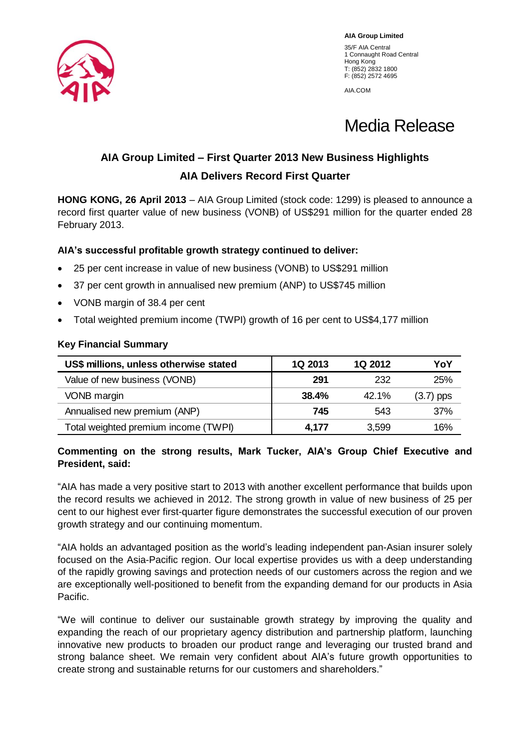**AIA Group Limited**

35/F AIA Central
1 Connaught Road Central
Hong Kong
T: (852) 2832 1800
F: (852) 2572 4695

AIA.COM

# Media Release

## AIA Group Limited – First Quarter 2013 New Business Highlights

## AIA Delivers Record First Quarter

**HONG KONG, 26 April 2013** – AIA Group Limited (stock code: 1299) is pleased to announce a record first quarter value of new business (VONB) of US$291 million for the quarter ended 28 February 2013.

**AIA's successful profitable growth strategy continued to deliver:**

- 25 per cent increase in value of new business (VONB) to US$291 million
- 37 per cent growth in annualised new premium (ANP) to US$745 million
- VONB margin of 38.4 per cent
- Total weighted premium income (TWPI) growth of 16 per cent to US$4,177 million

**Key Financial Summary**

| US$ millions, unless otherwise stated | 1Q 2013 | 1Q 2012 | YoY |
|---|---|---|---|
| Value of new business (VONB) | **291** | 232 | 25% |
| VONB margin | **38.4%** | 42.1% | (3.7) pps |
| Annualised new premium (ANP) | **745** | 543 | 37% |
| Total weighted premium income (TWPI) | **4,177** | 3,599 | 16% |

**Commenting on the strong results, Mark Tucker, AIA's Group Chief Executive and President, said:**

"AIA has made a very positive start to 2013 with another excellent performance that builds upon the record results we achieved in 2012. The strong growth in value of new business of 25 per cent to our highest ever first-quarter figure demonstrates the successful execution of our proven growth strategy and our continuing momentum.

"AIA holds an advantaged position as the world's leading independent pan-Asian insurer solely focused on the Asia-Pacific region. Our local expertise provides us with a deep understanding of the rapidly growing savings and protection needs of our customers across the region and we are exceptionally well-positioned to benefit from the expanding demand for our products in Asia Pacific.

"We will continue to deliver our sustainable growth strategy by improving the quality and expanding the reach of our proprietary agency distribution and partnership platform, launching innovative new products to broaden our product range and leveraging our trusted brand and strong balance sheet. We remain very confident about AIA's future growth opportunities to create strong and sustainable returns for our customers and shareholders."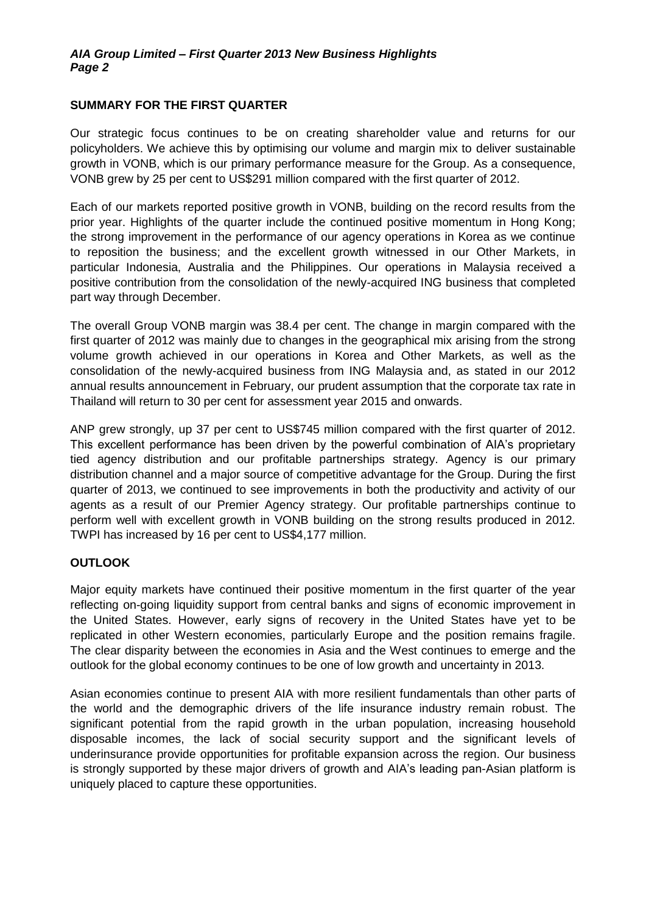## SUMMARY FOR THE FIRST QUARTER

Our strategic focus continues to be on creating shareholder value and returns for our policyholders. We achieve this by optimising our volume and margin mix to deliver sustainable growth in VONB, which is our primary performance measure for the Group. As a consequence, VONB grew by 25 per cent to US$291 million compared with the first quarter of 2012.

Each of our markets reported positive growth in VONB, building on the record results from the prior year. Highlights of the quarter include the continued positive momentum in Hong Kong; the strong improvement in the performance of our agency operations in Korea as we continue to reposition the business; and the excellent growth witnessed in our Other Markets, in particular Indonesia, Australia and the Philippines. Our operations in Malaysia received a positive contribution from the consolidation of the newly-acquired ING business that completed part way through December.

The overall Group VONB margin was 38.4 per cent. The change in margin compared with the first quarter of 2012 was mainly due to changes in the geographical mix arising from the strong volume growth achieved in our operations in Korea and Other Markets, as well as the consolidation of the newly-acquired business from ING Malaysia and, as stated in our 2012 annual results announcement in February, our prudent assumption that the corporate tax rate in Thailand will return to 30 per cent for assessment year 2015 and onwards.

ANP grew strongly, up 37 per cent to US$745 million compared with the first quarter of 2012. This excellent performance has been driven by the powerful combination of AIA's proprietary tied agency distribution and our profitable partnerships strategy. Agency is our primary distribution channel and a major source of competitive advantage for the Group. During the first quarter of 2013, we continued to see improvements in both the productivity and activity of our agents as a result of our Premier Agency strategy. Our profitable partnerships continue to perform well with excellent growth in VONB building on the strong results produced in 2012. TWPI has increased by 16 per cent to US$4,177 million.

## OUTLOOK

Major equity markets have continued their positive momentum in the first quarter of the year reflecting on-going liquidity support from central banks and signs of economic improvement in the United States. However, early signs of recovery in the United States have yet to be replicated in other Western economies, particularly Europe and the position remains fragile. The clear disparity between the economies in Asia and the West continues to emerge and the outlook for the global economy continues to be one of low growth and uncertainty in 2013.

Asian economies continue to present AIA with more resilient fundamentals than other parts of the world and the demographic drivers of the life insurance industry remain robust. The significant potential from the rapid growth in the urban population, increasing household disposable incomes, the lack of social security support and the significant levels of underinsurance provide opportunities for profitable expansion across the region. Our business is strongly supported by these major drivers of growth and AIA's leading pan-Asian platform is uniquely placed to capture these opportunities.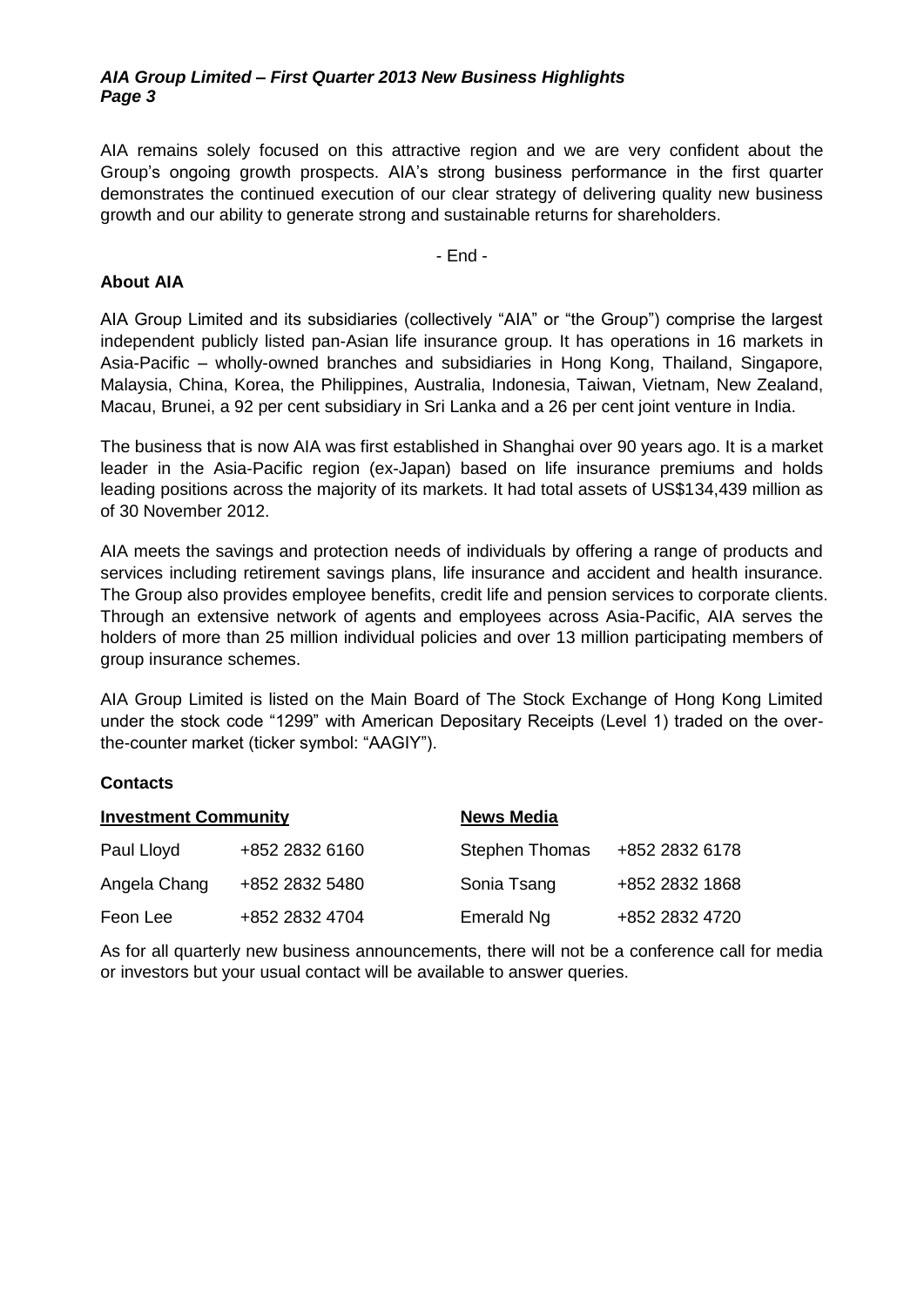AIA remains solely focused on this attractive region and we are very confident about the Group's ongoing growth prospects. AIA's strong business performance in the first quarter demonstrates the continued execution of our clear strategy of delivering quality new business growth and our ability to generate strong and sustainable returns for shareholders.

- End -

**About AIA**

AIA Group Limited and its subsidiaries (collectively "AIA" or "the Group") comprise the largest independent publicly listed pan-Asian life insurance group. It has operations in 16 markets in Asia-Pacific – wholly-owned branches and subsidiaries in Hong Kong, Thailand, Singapore, Malaysia, China, Korea, the Philippines, Australia, Indonesia, Taiwan, Vietnam, New Zealand, Macau, Brunei, a 92 per cent subsidiary in Sri Lanka and a 26 per cent joint venture in India.

The business that is now AIA was first established in Shanghai over 90 years ago. It is a market leader in the Asia-Pacific region (ex-Japan) based on life insurance premiums and holds leading positions across the majority of its markets. It had total assets of US$134,439 million as of 30 November 2012.

AIA meets the savings and protection needs of individuals by offering a range of products and services including retirement savings plans, life insurance and accident and health insurance. The Group also provides employee benefits, credit life and pension services to corporate clients. Through an extensive network of agents and employees across Asia-Pacific, AIA serves the holders of more than 25 million individual policies and over 13 million participating members of group insurance schemes.

AIA Group Limited is listed on the Main Board of The Stock Exchange of Hong Kong Limited under the stock code "1299" with American Depositary Receipts (Level 1) traded on the over-the-counter market (ticker symbol: "AAGIY").

**Contacts**

| **Investment Community** | | **News Media** | |
|---|---|---|---|
| Paul Lloyd | +852 2832 6160 | Stephen Thomas | +852 2832 6178 |
| Angela Chang | +852 2832 5480 | Sonia Tsang | +852 2832 1868 |
| Feon Lee | +852 2832 4704 | Emerald Ng | +852 2832 4720 |

As for all quarterly new business announcements, there will not be a conference call for media or investors but your usual contact will be available to answer queries.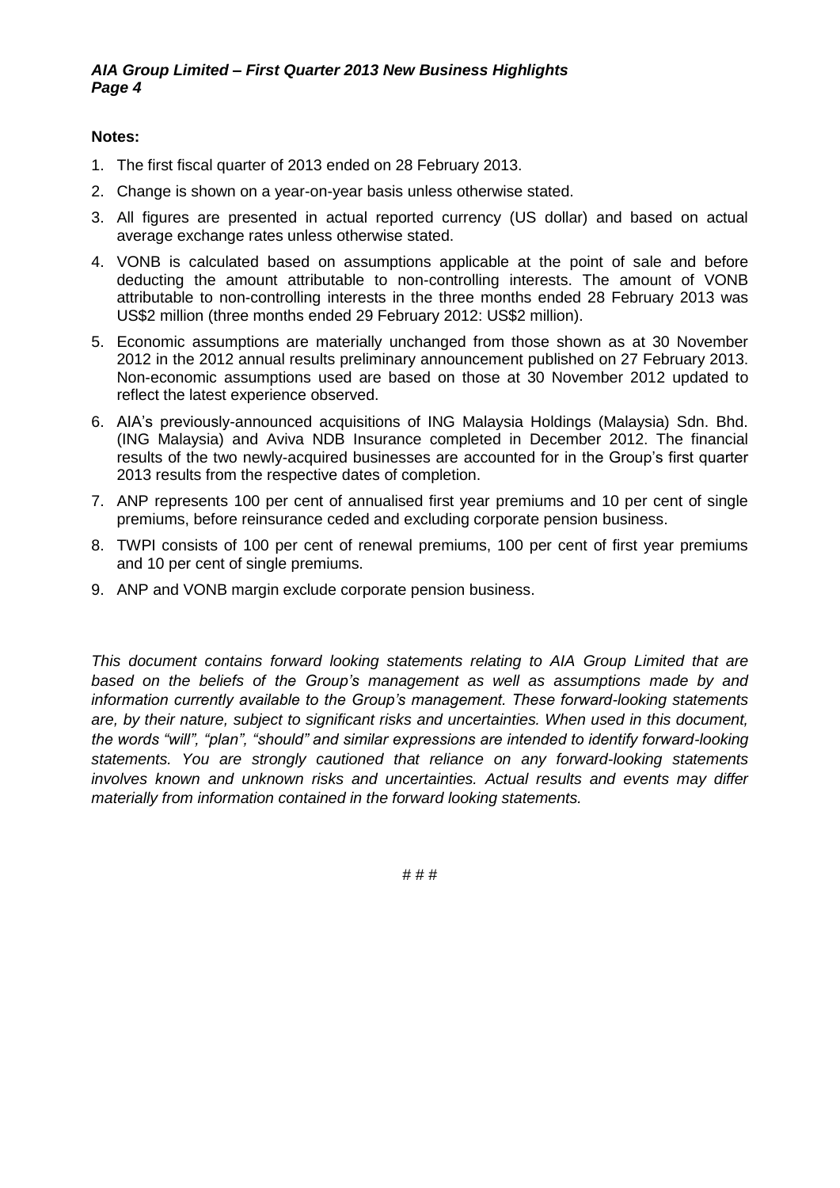**Notes:**

1. The first fiscal quarter of 2013 ended on 28 February 2013.
2. Change is shown on a year-on-year basis unless otherwise stated.
3. All figures are presented in actual reported currency (US dollar) and based on actual average exchange rates unless otherwise stated.
4. VONB is calculated based on assumptions applicable at the point of sale and before deducting the amount attributable to non-controlling interests. The amount of VONB attributable to non-controlling interests in the three months ended 28 February 2013 was US$2 million (three months ended 29 February 2012: US$2 million).
5. Economic assumptions are materially unchanged from those shown as at 30 November 2012 in the 2012 annual results preliminary announcement published on 27 February 2013. Non-economic assumptions used are based on those at 30 November 2012 updated to reflect the latest experience observed.
6. AIA's previously-announced acquisitions of ING Malaysia Holdings (Malaysia) Sdn. Bhd. (ING Malaysia) and Aviva NDB Insurance completed in December 2012. The financial results of the two newly-acquired businesses are accounted for in the Group's first quarter 2013 results from the respective dates of completion.
7. ANP represents 100 per cent of annualised first year premiums and 10 per cent of single premiums, before reinsurance ceded and excluding corporate pension business.
8. TWPI consists of 100 per cent of renewal premiums, 100 per cent of first year premiums and 10 per cent of single premiums.
9. ANP and VONB margin exclude corporate pension business.

*This document contains forward looking statements relating to AIA Group Limited that are based on the beliefs of the Group's management as well as assumptions made by and information currently available to the Group's management. These forward-looking statements are, by their nature, subject to significant risks and uncertainties. When used in this document, the words "will", "plan", "should" and similar expressions are intended to identify forward-looking statements. You are strongly cautioned that reliance on any forward-looking statements involves known and unknown risks and uncertainties. Actual results and events may differ materially from information contained in the forward looking statements.*

# # #